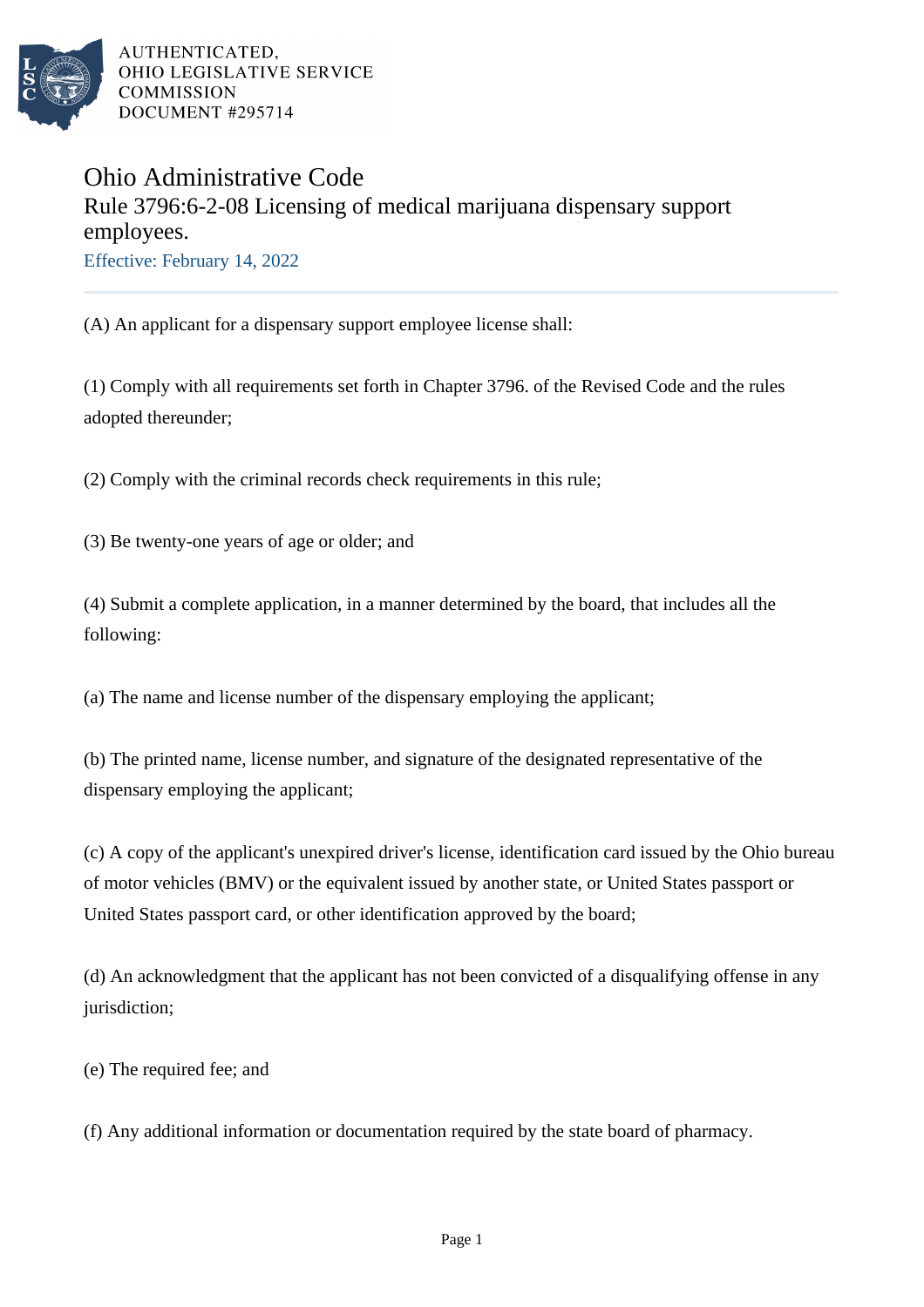AUTHENTICATED,
OHIO LEGISLATIVE SERVICE
COMMISSION
DOCUMENT #295714

# Ohio Administrative Code

## Rule 3796:6-2-08 Licensing of medical marijuana dispensary support employees.

Effective: February 14, 2022

(A) An applicant for a dispensary support employee license shall:

(1) Comply with all requirements set forth in Chapter 3796. of the Revised Code and the rules adopted thereunder;

(2) Comply with the criminal records check requirements in this rule;

(3) Be twenty-one years of age or older; and

(4) Submit a complete application, in a manner determined by the board, that includes all the following:

(a) The name and license number of the dispensary employing the applicant;

(b) The printed name, license number, and signature of the designated representative of the dispensary employing the applicant;

(c) A copy of the applicant's unexpired driver's license, identification card issued by the Ohio bureau of motor vehicles (BMV) or the equivalent issued by another state, or United States passport or United States passport card, or other identification approved by the board;

(d) An acknowledgment that the applicant has not been convicted of a disqualifying offense in any jurisdiction;

(e) The required fee; and

(f) Any additional information or documentation required by the state board of pharmacy.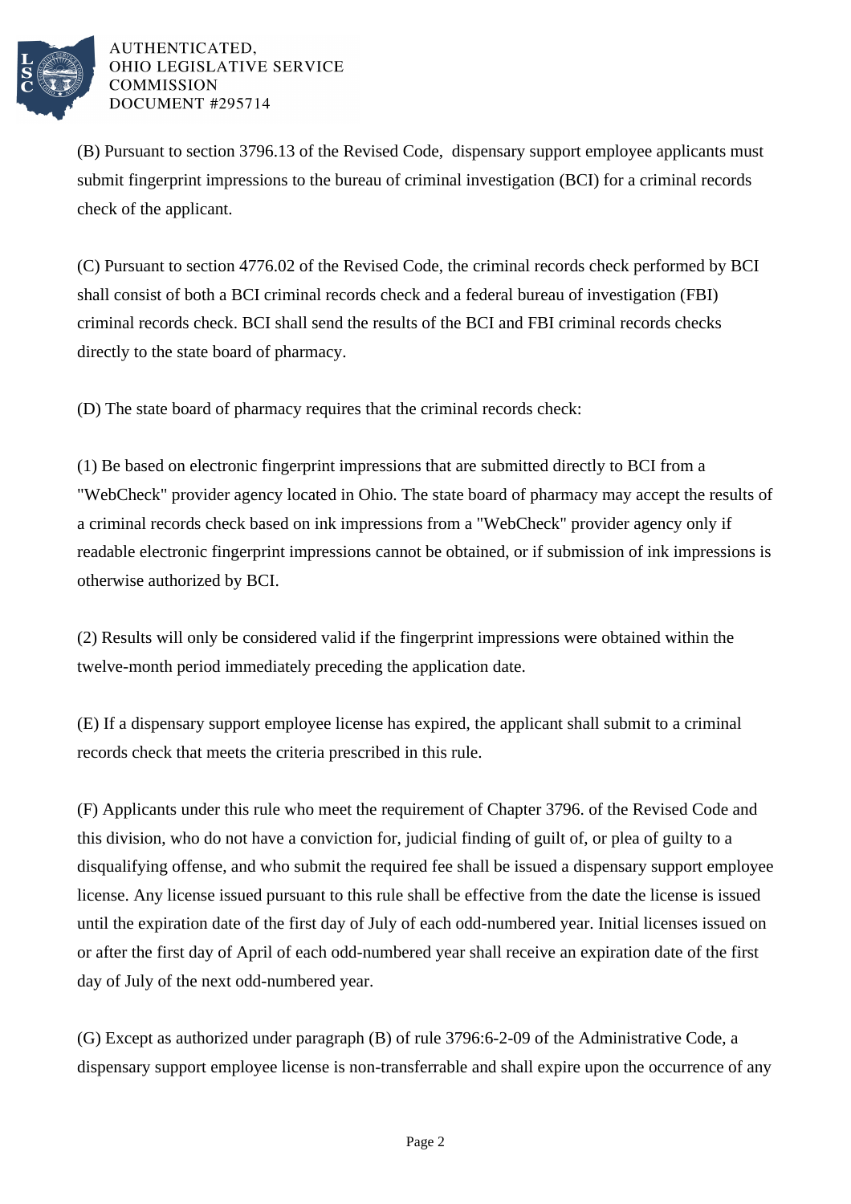(B) Pursuant to section 3796.13 of the Revised Code, dispensary support employee applicants must submit fingerprint impressions to the bureau of criminal investigation (BCI) for a criminal records check of the applicant.

(C) Pursuant to section 4776.02 of the Revised Code, the criminal records check performed by BCI shall consist of both a BCI criminal records check and a federal bureau of investigation (FBI) criminal records check. BCI shall send the results of the BCI and FBI criminal records checks directly to the state board of pharmacy.

(D) The state board of pharmacy requires that the criminal records check:

(1) Be based on electronic fingerprint impressions that are submitted directly to BCI from a "WebCheck" provider agency located in Ohio. The state board of pharmacy may accept the results of a criminal records check based on ink impressions from a "WebCheck" provider agency only if readable electronic fingerprint impressions cannot be obtained, or if submission of ink impressions is otherwise authorized by BCI.

(2) Results will only be considered valid if the fingerprint impressions were obtained within the twelve-month period immediately preceding the application date.

(E) If a dispensary support employee license has expired, the applicant shall submit to a criminal records check that meets the criteria prescribed in this rule.

(F) Applicants under this rule who meet the requirement of Chapter 3796. of the Revised Code and this division, who do not have a conviction for, judicial finding of guilt of, or plea of guilty to a disqualifying offense, and who submit the required fee shall be issued a dispensary support employee license. Any license issued pursuant to this rule shall be effective from the date the license is issued until the expiration date of the first day of July of each odd-numbered year. Initial licenses issued on or after the first day of April of each odd-numbered year shall receive an expiration date of the first day of July of the next odd-numbered year.

(G) Except as authorized under paragraph (B) of rule 3796:6-2-09 of the Administrative Code, a dispensary support employee license is non-transferrable and shall expire upon the occurrence of any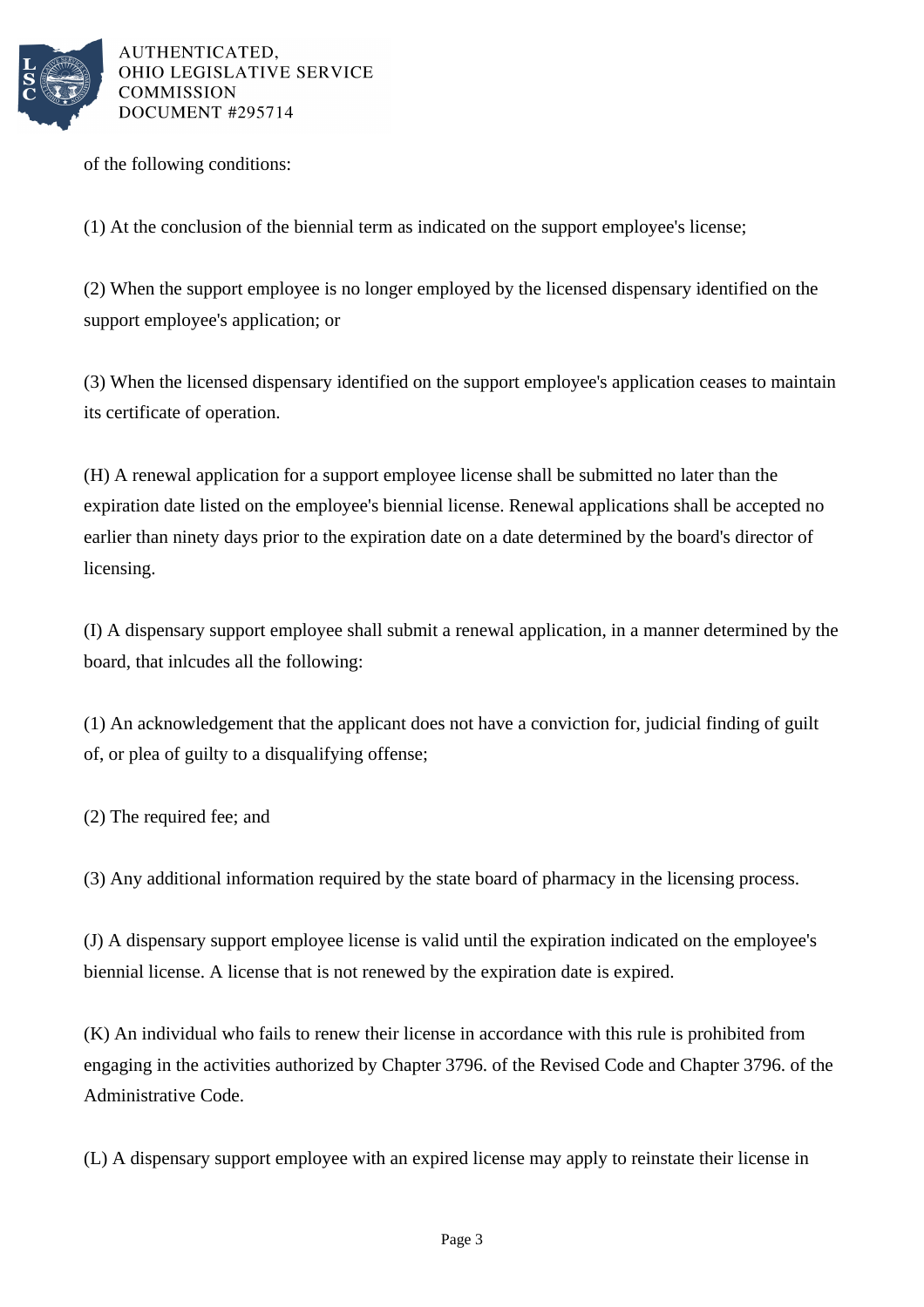of the following conditions:

(1) At the conclusion of the biennial term as indicated on the support employee's license;

(2) When the support employee is no longer employed by the licensed dispensary identified on the support employee's application; or

(3) When the licensed dispensary identified on the support employee's application ceases to maintain its certificate of operation.

(H) A renewal application for a support employee license shall be submitted no later than the expiration date listed on the employee's biennial license. Renewal applications shall be accepted no earlier than ninety days prior to the expiration date on a date determined by the board's director of licensing.

(I) A dispensary support employee shall submit a renewal application, in a manner determined by the board, that inlcudes all the following:

(1) An acknowledgement that the applicant does not have a conviction for, judicial finding of guilt of, or plea of guilty to a disqualifying offense;

(2) The required fee; and

(3) Any additional information required by the state board of pharmacy in the licensing process.

(J) A dispensary support employee license is valid until the expiration indicated on the employee's biennial license. A license that is not renewed by the expiration date is expired.

(K) An individual who fails to renew their license in accordance with this rule is prohibited from engaging in the activities authorized by Chapter 3796. of the Revised Code and Chapter 3796. of the Administrative Code.

(L) A dispensary support employee with an expired license may apply to reinstate their license in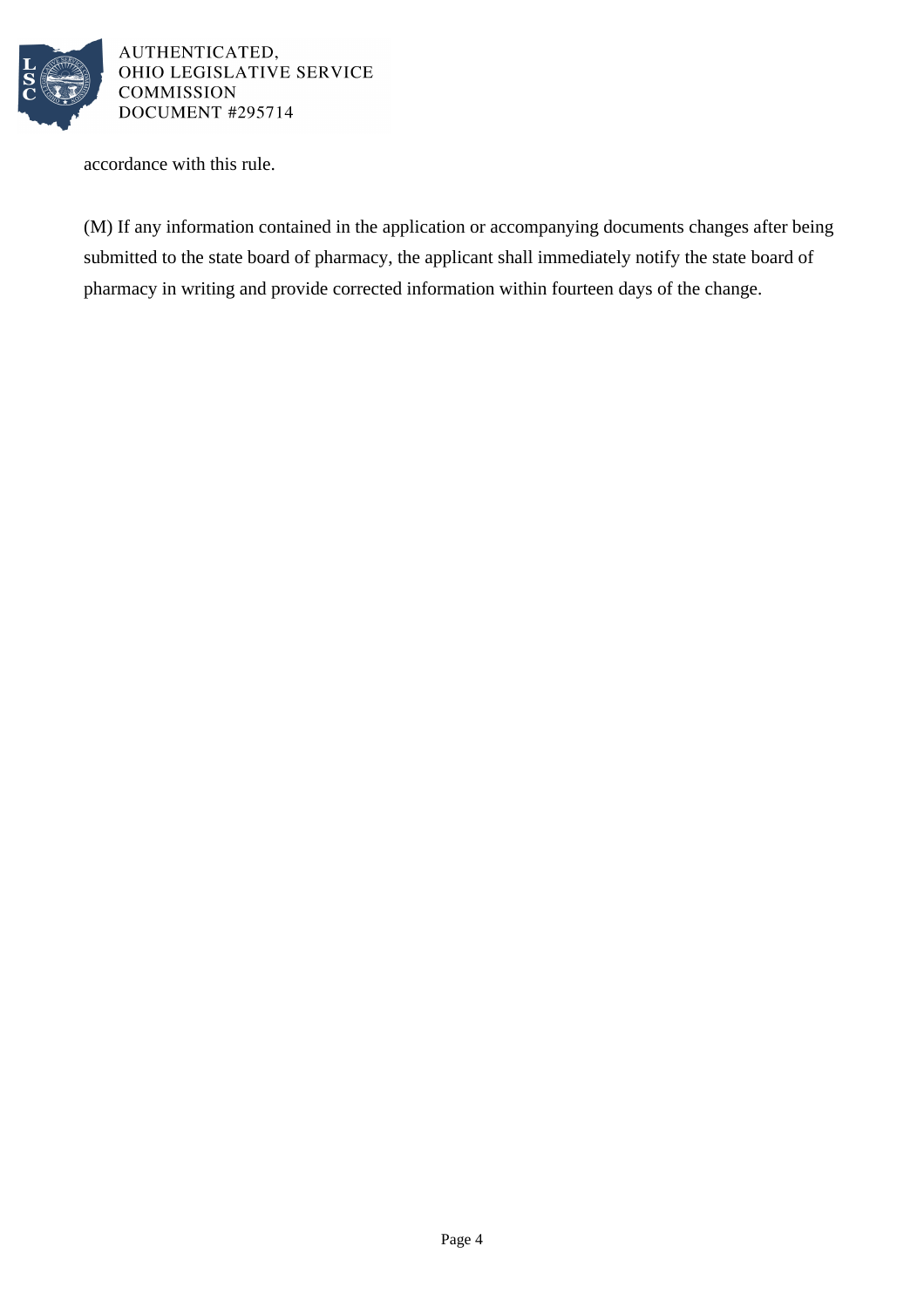accordance with this rule.

(M) If any information contained in the application or accompanying documents changes after being submitted to the state board of pharmacy, the applicant shall immediately notify the state board of pharmacy in writing and provide corrected information within fourteen days of the change.